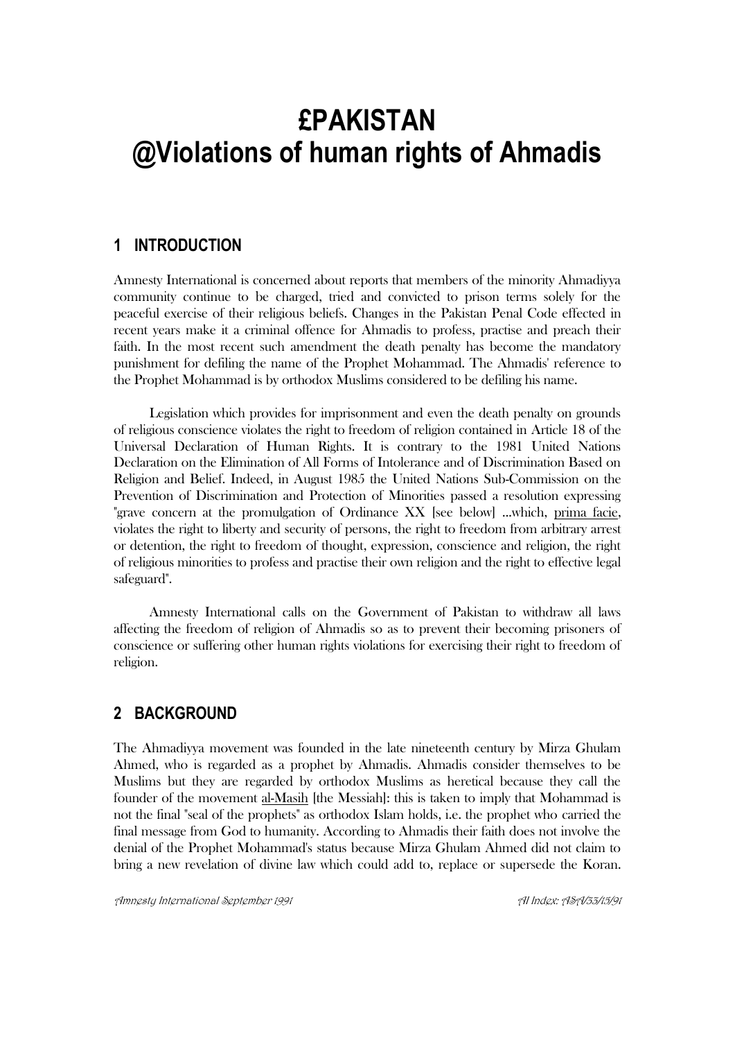# £PAKISTAN
# @Violations of human rights of Ahmadis

## 1 INTRODUCTION

Amnesty International is concerned about reports that members of the minority Ahmadiyya community continue to be charged, tried and convicted to prison terms solely for the peaceful exercise of their religious beliefs. Changes in the Pakistan Penal Code effected in recent years make it a criminal offence for Ahmadis to profess, practise and preach their faith. In the most recent such amendment the death penalty has become the mandatory punishment for defiling the name of the Prophet Mohammad. The Ahmadis' reference to the Prophet Mohammad is by orthodox Muslims considered to be defiling his name.

Legislation which provides for imprisonment and even the death penalty on grounds of religious conscience violates the right to freedom of religion contained in Article 18 of the Universal Declaration of Human Rights. It is contrary to the 1981 United Nations Declaration on the Elimination of All Forms of Intolerance and of Discrimination Based on Religion and Belief. Indeed, in August 1985 the United Nations Sub-Commission on the Prevention of Discrimination and Protection of Minorities passed a resolution expressing "grave concern at the promulgation of Ordinance XX [see below] ...which, prima facie, violates the right to liberty and security of persons, the right to freedom from arbitrary arrest or detention, the right to freedom of thought, expression, conscience and religion, the right of religious minorities to profess and practise their own religion and the right to effective legal safeguard".

Amnesty International calls on the Government of Pakistan to withdraw all laws affecting the freedom of religion of Ahmadis so as to prevent their becoming prisoners of conscience or suffering other human rights violations for exercising their right to freedom of religion.

## 2 BACKGROUND

The Ahmadiyya movement was founded in the late nineteenth century by Mirza Ghulam Ahmed, who is regarded as a prophet by Ahmadis. Ahmadis consider themselves to be Muslims but they are regarded by orthodox Muslims as heretical because they call the founder of the movement al-Masih [the Messiah]: this is taken to imply that Mohammad is not the final "seal of the prophets" as orthodox Islam holds, i.e. the prophet who carried the final message from God to humanity. According to Ahmadis their faith does not involve the denial of the Prophet Mohammad's status because Mirza Ghulam Ahmed did not claim to bring a new revelation of divine law which could add to, replace or supersede the Koran.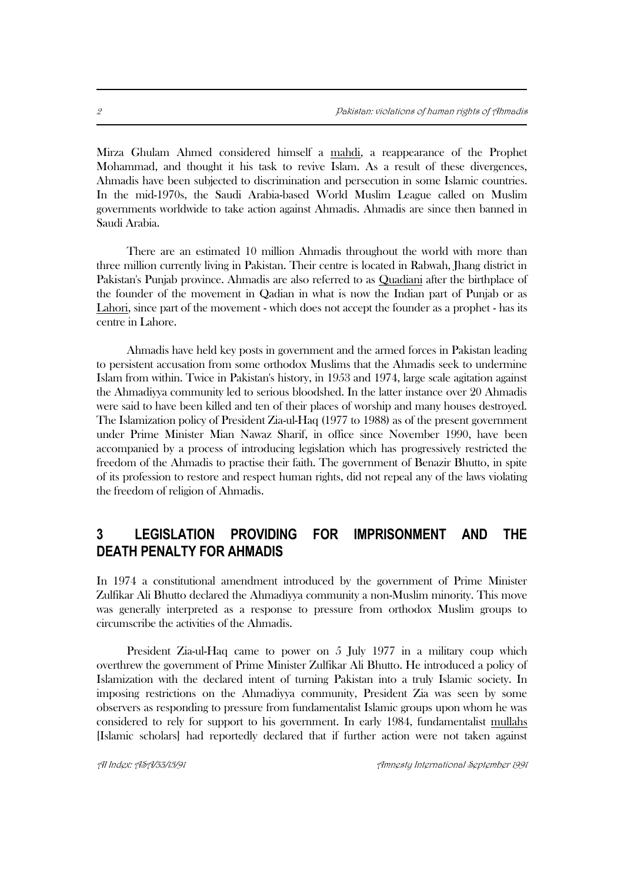Mirza Ghulam Ahmed considered himself a mahdi, a reappearance of the Prophet Mohammad, and thought it his task to revive Islam. As a result of these divergences, Ahmadis have been subjected to discrimination and persecution in some Islamic countries. In the mid-1970s, the Saudi Arabia-based World Muslim League called on Muslim governments worldwide to take action against Ahmadis. Ahmadis are since then banned in Saudi Arabia.

There are an estimated 10 million Ahmadis throughout the world with more than three million currently living in Pakistan. Their centre is located in Rabwah, Jhang district in Pakistan's Punjab province. Ahmadis are also referred to as Quadiani after the birthplace of the founder of the movement in Qadian in what is now the Indian part of Punjab or as Lahori, since part of the movement - which does not accept the founder as a prophet - has its centre in Lahore.

Ahmadis have held key posts in government and the armed forces in Pakistan leading to persistent accusation from some orthodox Muslims that the Ahmadis seek to undermine Islam from within. Twice in Pakistan's history, in 1953 and 1974, large scale agitation against the Ahmadiyya community led to serious bloodshed. In the latter instance over 20 Ahmadis were said to have been killed and ten of their places of worship and many houses destroyed. The Islamization policy of President Zia-ul-Haq (1977 to 1988) as of the present government under Prime Minister Mian Nawaz Sharif, in office since November 1990, have been accompanied by a process of introducing legislation which has progressively restricted the freedom of the Ahmadis to practise their faith. The government of Benazir Bhutto, in spite of its profession to restore and respect human rights, did not repeal any of the laws violating the freedom of religion of Ahmadis.

## 3 LEGISLATION PROVIDING FOR IMPRISONMENT AND THE DEATH PENALTY FOR AHMADIS

In 1974 a constitutional amendment introduced by the government of Prime Minister Zulfikar Ali Bhutto declared the Ahmadiyya community a non-Muslim minority. This move was generally interpreted as a response to pressure from orthodox Muslim groups to circumscribe the activities of the Ahmadis.

President Zia-ul-Haq came to power on 5 July 1977 in a military coup which overthrew the government of Prime Minister Zulfikar Ali Bhutto. He introduced a policy of Islamization with the declared intent of turning Pakistan into a truly Islamic society. In imposing restrictions on the Ahmadiyya community, President Zia was seen by some observers as responding to pressure from fundamentalist Islamic groups upon whom he was considered to rely for support to his government. In early 1984, fundamentalist mullahs [Islamic scholars] had reportedly declared that if further action were not taken against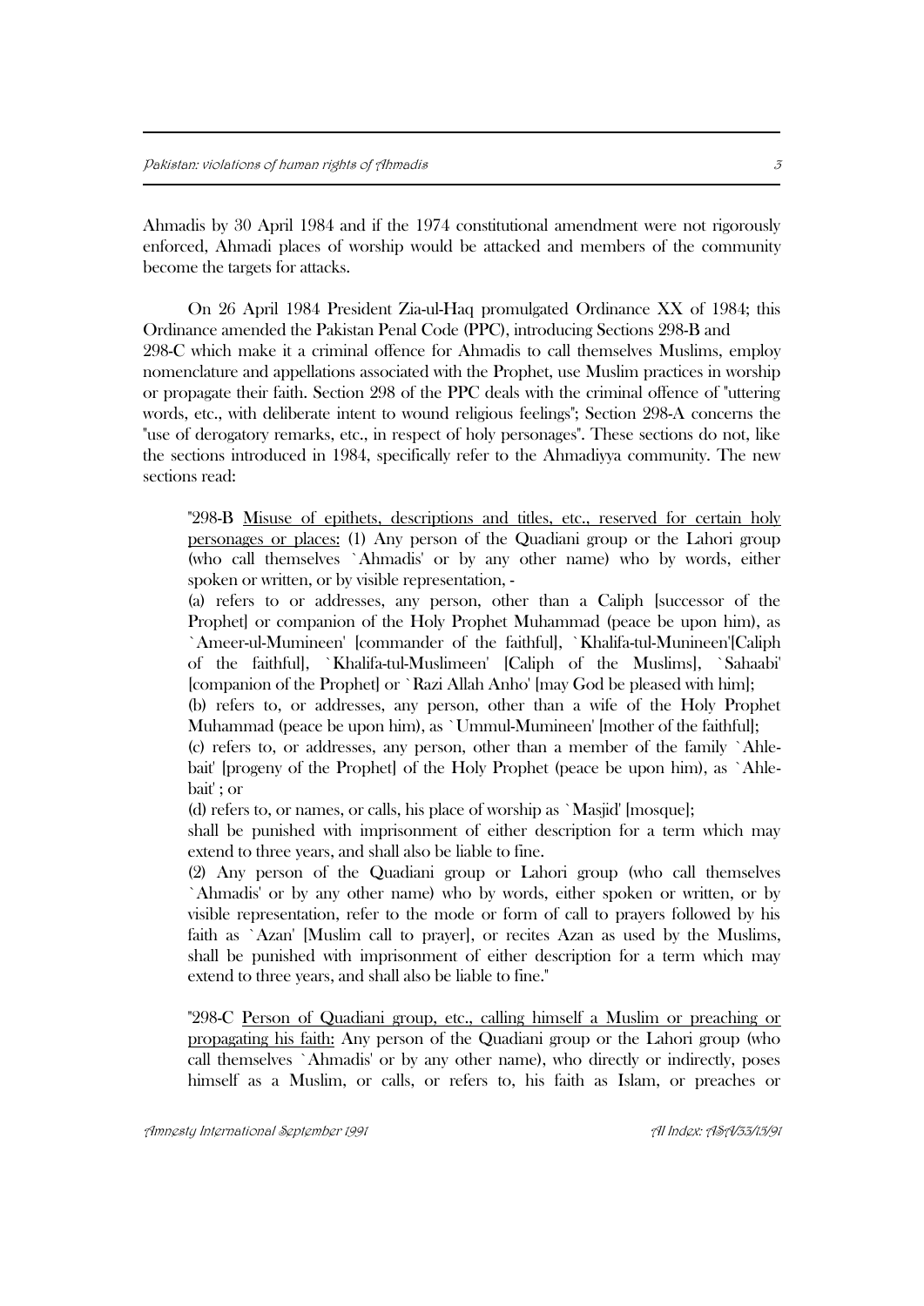Ahmadis by 30 April 1984 and if the 1974 constitutional amendment were not rigorously enforced, Ahmadi places of worship would be attacked and members of the community become the targets for attacks.

On 26 April 1984 President Zia-ul-Haq promulgated Ordinance XX of 1984; this Ordinance amended the Pakistan Penal Code (PPC), introducing Sections 298-B and 298-C which make it a criminal offence for Ahmadis to call themselves Muslims, employ nomenclature and appellations associated with the Prophet, use Muslim practices in worship or propagate their faith. Section 298 of the PPC deals with the criminal offence of "uttering words, etc., with deliberate intent to wound religious feelings"; Section 298-A concerns the "use of derogatory remarks, etc., in respect of holy personages". These sections do not, like the sections introduced in 1984, specifically refer to the Ahmadiyya community. The new sections read:

> "298-B <u>Misuse of epithets, descriptions and titles, etc., reserved for certain holy personages or places:</u> (1) Any person of the Quadiani group or the Lahori group (who call themselves `Ahmadis' or by any other name) who by words, either spoken or written, or by visible representation, -
>
> (a) refers to or addresses, any person, other than a Caliph [successor of the Prophet] or companion of the Holy Prophet Muhammad (peace be upon him), as `Ameer-ul-Mumineen' [commander of the faithful], `Khalifa-tul-Munineen'[Caliph of the faithful], `Khalifa-tul-Muslimeen' [Caliph of the Muslims], `Sahaabi' [companion of the Prophet] or `Razi Allah Anho' [may God be pleased with him];
>
> (b) refers to, or addresses, any person, other than a wife of the Holy Prophet Muhammad (peace be upon him), as `Ummul-Mumineen' [mother of the faithful];
>
> (c) refers to, or addresses, any person, other than a member of the family `Ahle-bait' [progeny of the Prophet] of the Holy Prophet (peace be upon him), as `Ahle-bait' ; or
>
> (d) refers to, or names, or calls, his place of worship as `Masjid' [mosque];
>
> shall be punished with imprisonment of either description for a term which may extend to three years, and shall also be liable to fine.
>
> (2) Any person of the Quadiani group or Lahori group (who call themselves `Ahmadis' or by any other name) who by words, either spoken or written, or by visible representation, refer to the mode or form of call to prayers followed by his faith as `Azan' [Muslim call to prayer], or recites Azan as used by the Muslims, shall be punished with imprisonment of either description for a term which may extend to three years, and shall also be liable to fine."

> "298-C <u>Person of Quadiani group, etc., calling himself a Muslim or preaching or propagating his faith:</u> Any person of the Quadiani group or the Lahori group (who call themselves `Ahmadis' or by any other name), who directly or indirectly, poses himself as a Muslim, or calls, or refers to, his faith as Islam, or preaches or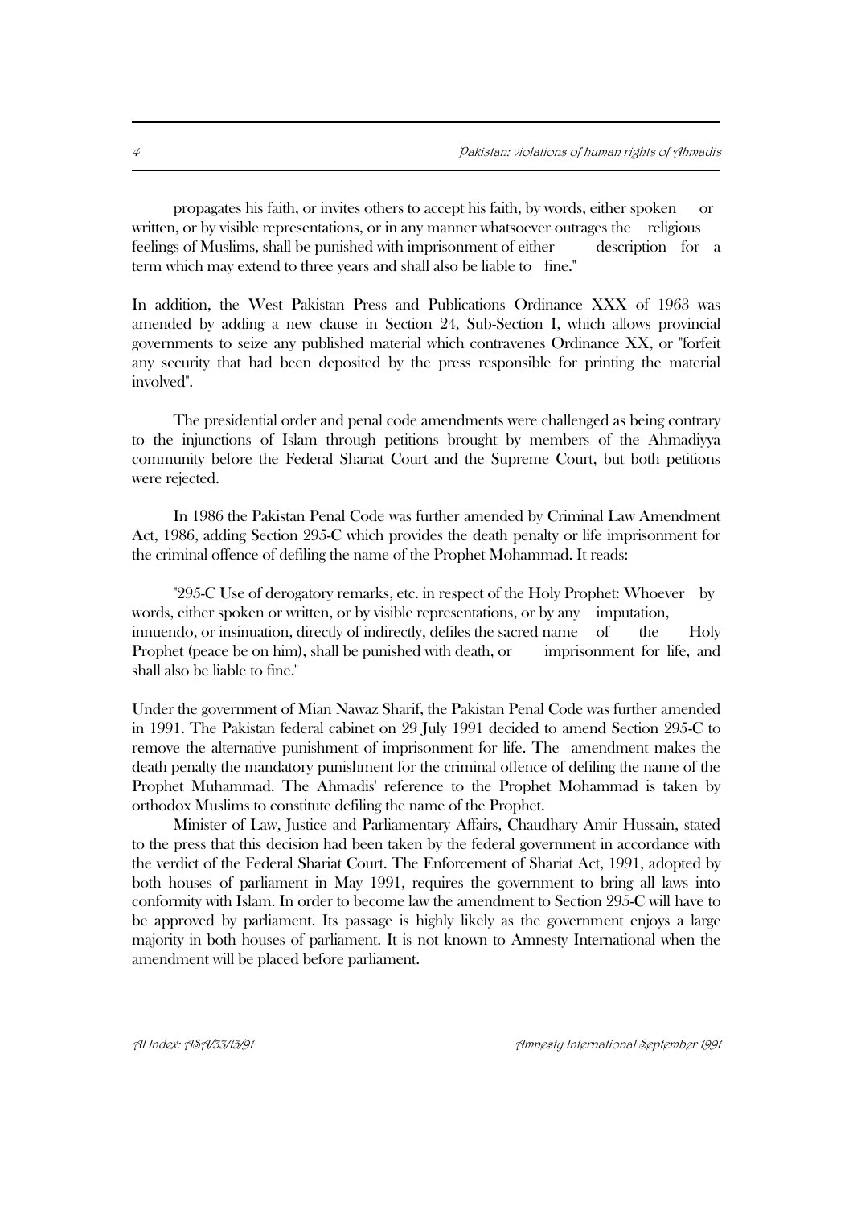propagates his faith, or invites others to accept his faith, by words, either spoken or written, or by visible representations, or in any manner whatsoever outrages the religious feelings of Muslims, shall be punished with imprisonment of either description for a term which may extend to three years and shall also be liable to fine."

In addition, the West Pakistan Press and Publications Ordinance XXX of 1963 was amended by adding a new clause in Section 24, Sub-Section I, which allows provincial governments to seize any published material which contravenes Ordinance XX, or "forfeit any security that had been deposited by the press responsible for printing the material involved".

The presidential order and penal code amendments were challenged as being contrary to the injunctions of Islam through petitions brought by members of the Ahmadiyya community before the Federal Shariat Court and the Supreme Court, but both petitions were rejected.

In 1986 the Pakistan Penal Code was further amended by Criminal Law Amendment Act, 1986, adding Section 295-C which provides the death penalty or life imprisonment for the criminal offence of defiling the name of the Prophet Mohammad. It reads:

"295-C Use of derogatory remarks, etc. in respect of the Holy Prophet: Whoever by words, either spoken or written, or by visible representations, or by any imputation, innuendo, or insinuation, directly of indirectly, defiles the sacred name of the Holy Prophet (peace be on him), shall be punished with death, or imprisonment for life, and shall also be liable to fine."

Under the government of Mian Nawaz Sharif, the Pakistan Penal Code was further amended in 1991. The Pakistan federal cabinet on 29 July 1991 decided to amend Section 295-C to remove the alternative punishment of imprisonment for life. The amendment makes the death penalty the mandatory punishment for the criminal offence of defiling the name of the Prophet Muhammad. The Ahmadis' reference to the Prophet Mohammad is taken by orthodox Muslims to constitute defiling the name of the Prophet.

Minister of Law, Justice and Parliamentary Affairs, Chaudhary Amir Hussain, stated to the press that this decision had been taken by the federal government in accordance with the verdict of the Federal Shariat Court. The Enforcement of Shariat Act, 1991, adopted by both houses of parliament in May 1991, requires the government to bring all laws into conformity with Islam. In order to become law the amendment to Section 295-C will have to be approved by parliament. Its passage is highly likely as the government enjoys a large majority in both houses of parliament. It is not known to Amnesty International when the amendment will be placed before parliament.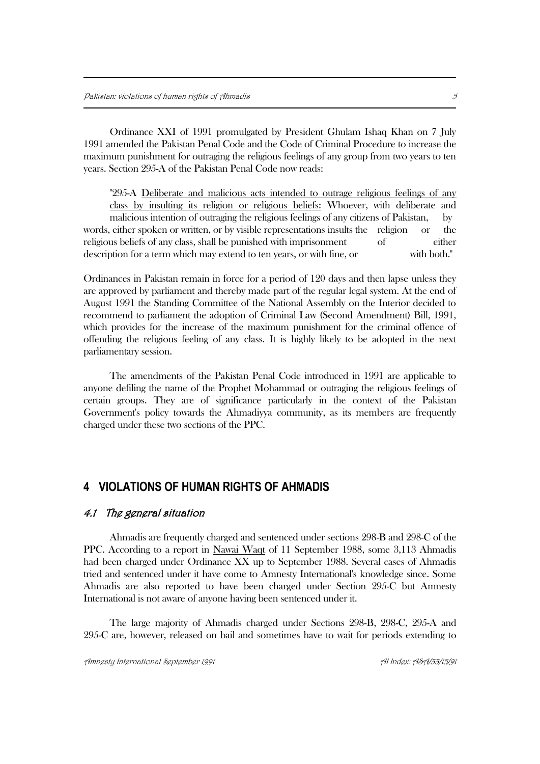Ordinance XXI of 1991 promulgated by President Ghulam Ishaq Khan on 7 July 1991 amended the Pakistan Penal Code and the Code of Criminal Procedure to increase the maximum punishment for outraging the religious feelings of any group from two years to ten years. Section 295-A of the Pakistan Penal Code now reads:

> "295-A Deliberate and malicious acts intended to outrage religious feelings of any class by insulting its religion or religious beliefs: Whoever, with deliberate and malicious intention of outraging the religious feelings of any citizens of Pakistan, by words, either spoken or written, or by visible representations insults the religion or the religious beliefs of any class, shall be punished with imprisonment of either description for a term which may extend to ten years, or with fine, or with both."

Ordinances in Pakistan remain in force for a period of 120 days and then lapse unless they are approved by parliament and thereby made part of the regular legal system. At the end of August 1991 the Standing Committee of the National Assembly on the Interior decided to recommend to parliament the adoption of Criminal Law (Second Amendment) Bill, 1991, which provides for the increase of the maximum punishment for the criminal offence of offending the religious feeling of any class. It is highly likely to be adopted in the next parliamentary session.

The amendments of the Pakistan Penal Code introduced in 1991 are applicable to anyone defiling the name of the Prophet Mohammad or outraging the religious feelings of certain groups. They are of significance particularly in the context of the Pakistan Government's policy towards the Ahmadiyya community, as its members are frequently charged under these two sections of the PPC.

## 4 VIOLATIONS OF HUMAN RIGHTS OF AHMADIS

### 4.1 The general situation

Ahmadis are frequently charged and sentenced under sections 298-B and 298-C of the PPC. According to a report in Nawai Waqt of 11 September 1988, some 3,113 Ahmadis had been charged under Ordinance XX up to September 1988. Several cases of Ahmadis tried and sentenced under it have come to Amnesty International's knowledge since. Some Ahmadis are also reported to have been charged under Section 295-C but Amnesty International is not aware of anyone having been sentenced under it.

The large majority of Ahmadis charged under Sections 298-B, 298-C, 295-A and 295-C are, however, released on bail and sometimes have to wait for periods extending to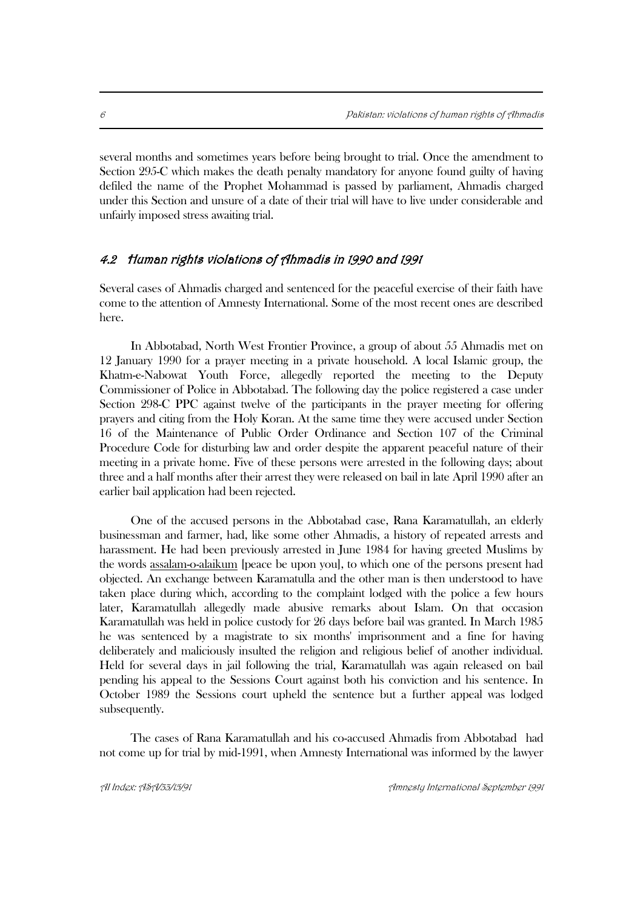several months and sometimes years before being brought to trial. Once the amendment to Section 295-C which makes the death penalty mandatory for anyone found guilty of having defiled the name of the Prophet Mohammad is passed by parliament, Ahmadis charged under this Section and unsure of a date of their trial will have to live under considerable and unfairly imposed stress awaiting trial.

### 4.2 Human rights violations of Ahmadis in 1990 and 1991

Several cases of Ahmadis charged and sentenced for the peaceful exercise of their faith have come to the attention of Amnesty International. Some of the most recent ones are described here.

In Abbotabad, North West Frontier Province, a group of about 55 Ahmadis met on 12 January 1990 for a prayer meeting in a private household. A local Islamic group, the Khatm-e-Nabowat Youth Force, allegedly reported the meeting to the Deputy Commissioner of Police in Abbotabad. The following day the police registered a case under Section 298-C PPC against twelve of the participants in the prayer meeting for offering prayers and citing from the Holy Koran. At the same time they were accused under Section 16 of the Maintenance of Public Order Ordinance and Section 107 of the Criminal Procedure Code for disturbing law and order despite the apparent peaceful nature of their meeting in a private home. Five of these persons were arrested in the following days; about three and a half months after their arrest they were released on bail in late April 1990 after an earlier bail application had been rejected.

One of the accused persons in the Abbotabad case, Rana Karamatullah, an elderly businessman and farmer, had, like some other Ahmadis, a history of repeated arrests and harassment. He had been previously arrested in June 1984 for having greeted Muslims by the words assalam-o-alaikum [peace be upon you], to which one of the persons present had objected. An exchange between Karamatulla and the other man is then understood to have taken place during which, according to the complaint lodged with the police a few hours later, Karamatullah allegedly made abusive remarks about Islam. On that occasion Karamatullah was held in police custody for 26 days before bail was granted. In March 1985 he was sentenced by a magistrate to six months' imprisonment and a fine for having deliberately and maliciously insulted the religion and religious belief of another individual. Held for several days in jail following the trial, Karamatullah was again released on bail pending his appeal to the Sessions Court against both his conviction and his sentence. In October 1989 the Sessions court upheld the sentence but a further appeal was lodged subsequently.

The cases of Rana Karamatullah and his co-accused Ahmadis from Abbotabad had not come up for trial by mid-1991, when Amnesty International was informed by the lawyer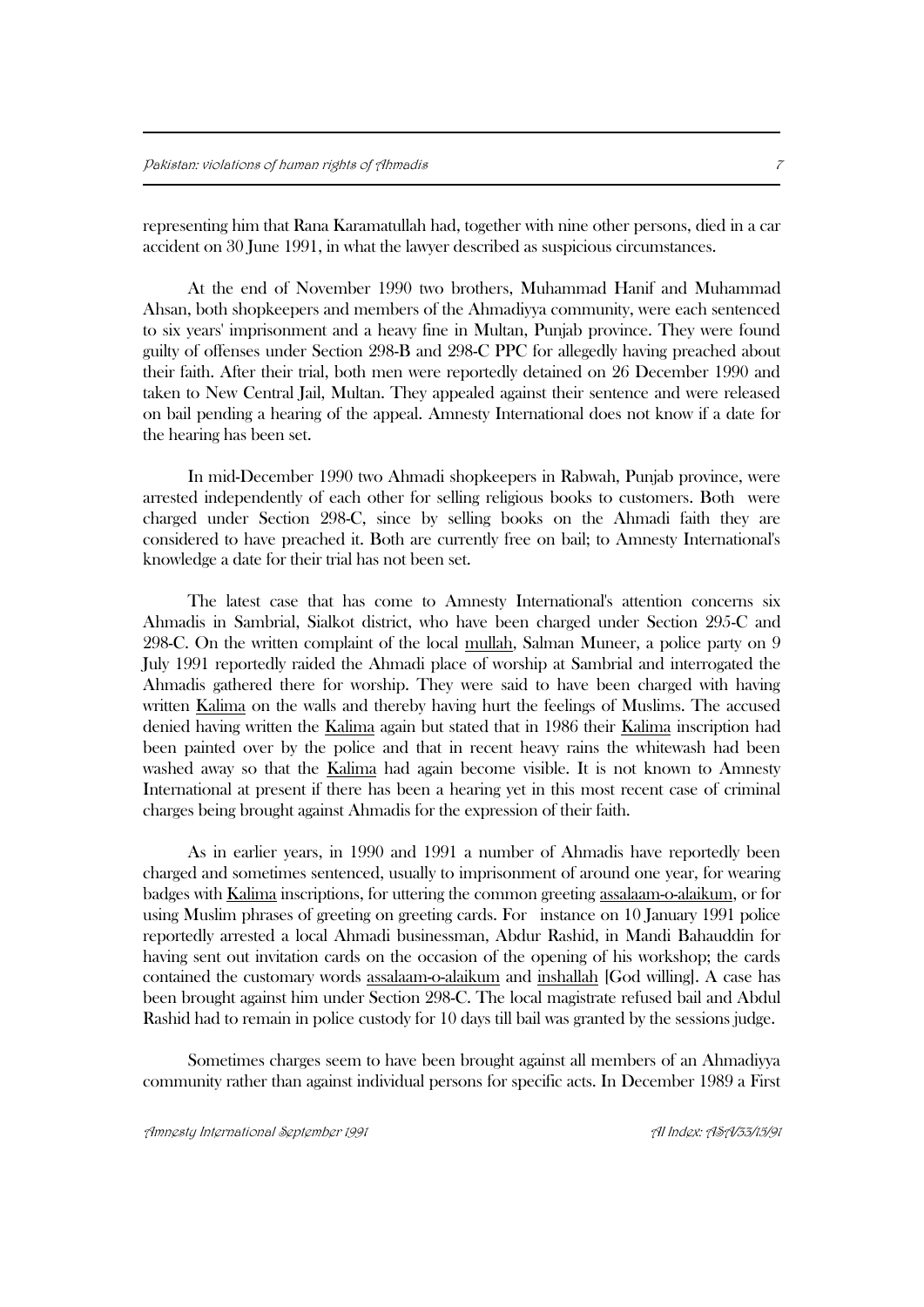representing him that Rana Karamatullah had, together with nine other persons, died in a car accident on 30 June 1991, in what the lawyer described as suspicious circumstances.

At the end of November 1990 two brothers, Muhammad Hanif and Muhammad Ahsan, both shopkeepers and members of the Ahmadiyya community, were each sentenced to six years' imprisonment and a heavy fine in Multan, Punjab province. They were found guilty of offenses under Section 298-B and 298-C PPC for allegedly having preached about their faith. After their trial, both men were reportedly detained on 26 December 1990 and taken to New Central Jail, Multan. They appealed against their sentence and were released on bail pending a hearing of the appeal. Amnesty International does not know if a date for the hearing has been set.

In mid-December 1990 two Ahmadi shopkeepers in Rabwah, Punjab province, were arrested independently of each other for selling religious books to customers. Both were charged under Section 298-C, since by selling books on the Ahmadi faith they are considered to have preached it. Both are currently free on bail; to Amnesty International's knowledge a date for their trial has not been set.

The latest case that has come to Amnesty International's attention concerns six Ahmadis in Sambrial, Sialkot district, who have been charged under Section 295-C and 298-C. On the written complaint of the local mullah, Salman Muneer, a police party on 9 July 1991 reportedly raided the Ahmadi place of worship at Sambrial and interrogated the Ahmadis gathered there for worship. They were said to have been charged with having written Kalima on the walls and thereby having hurt the feelings of Muslims. The accused denied having written the Kalima again but stated that in 1986 their Kalima inscription had been painted over by the police and that in recent heavy rains the whitewash had been washed away so that the Kalima had again become visible. It is not known to Amnesty International at present if there has been a hearing yet in this most recent case of criminal charges being brought against Ahmadis for the expression of their faith.

As in earlier years, in 1990 and 1991 a number of Ahmadis have reportedly been charged and sometimes sentenced, usually to imprisonment of around one year, for wearing badges with Kalima inscriptions, for uttering the common greeting assalaam-o-alaikum, or for using Muslim phrases of greeting on greeting cards. For instance on 10 January 1991 police reportedly arrested a local Ahmadi businessman, Abdur Rashid, in Mandi Bahauddin for having sent out invitation cards on the occasion of the opening of his workshop; the cards contained the customary words assalaam-o-alaikum and inshallah [God willing]. A case has been brought against him under Section 298-C. The local magistrate refused bail and Abdul Rashid had to remain in police custody for 10 days till bail was granted by the sessions judge.

Sometimes charges seem to have been brought against all members of an Ahmadiyya community rather than against individual persons for specific acts. In December 1989 a First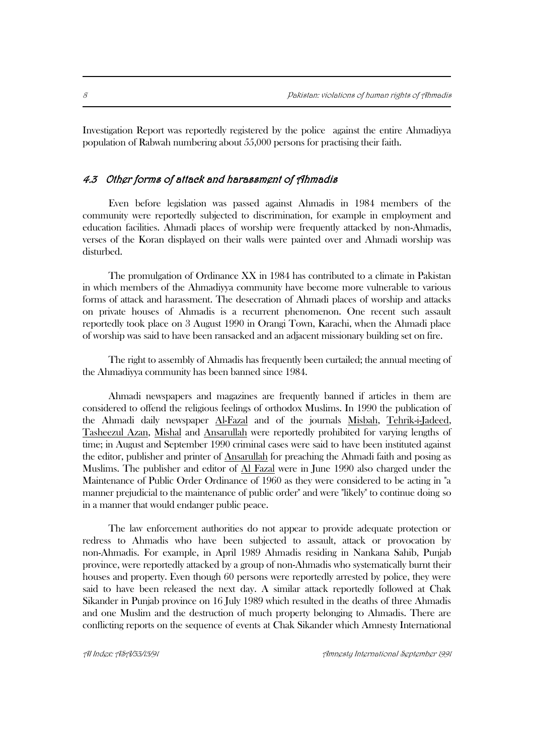Investigation Report was reportedly registered by the police against the entire Ahmadiyya population of Rabwah numbering about 55,000 persons for practising their faith.

## *4.3 Other forms of attack and harassment of Ahmadis*

Even before legislation was passed against Ahmadis in 1984 members of the community were reportedly subjected to discrimination, for example in employment and education facilities. Ahmadi places of worship were frequently attacked by non-Ahmadis, verses of the Koran displayed on their walls were painted over and Ahmadi worship was disturbed.

The promulgation of Ordinance XX in 1984 has contributed to a climate in Pakistan in which members of the Ahmadiyya community have become more vulnerable to various forms of attack and harassment. The desecration of Ahmadi places of worship and attacks on private houses of Ahmadis is a recurrent phenomenon. One recent such assault reportedly took place on 3 August 1990 in Orangi Town, Karachi, when the Ahmadi place of worship was said to have been ransacked and an adjacent missionary building set on fire.

The right to assembly of Ahmadis has frequently been curtailed; the annual meeting of the Ahmadiyya community has been banned since 1984.

Ahmadi newspapers and magazines are frequently banned if articles in them are considered to offend the religious feelings of orthodox Muslims. In 1990 the publication of the Ahmadi daily newspaper <u>Al-Fazal</u> and of the journals <u>Misbah</u>, <u>Tehrik-i-Jadeed</u>, <u>Tasheezul Azan</u>, <u>Mishal</u> and <u>Ansarullah</u> were reportedly prohibited for varying lengths of time; in August and September 1990 criminal cases were said to have been instituted against the editor, publisher and printer of <u>Ansarullah</u> for preaching the Ahmadi faith and posing as Muslims. The publisher and editor of <u>Al Fazal</u> were in June 1990 also charged under the Maintenance of Public Order Ordinance of 1960 as they were considered to be acting in "a manner prejudicial to the maintenance of public order" and were "likely" to continue doing so in a manner that would endanger public peace.

The law enforcement authorities do not appear to provide adequate protection or redress to Ahmadis who have been subjected to assault, attack or provocation by non-Ahmadis. For example, in April 1989 Ahmadis residing in Nankana Sahib, Punjab province, were reportedly attacked by a group of non-Ahmadis who systematically burnt their houses and property. Even though 60 persons were reportedly arrested by police, they were said to have been released the next day. A similar attack reportedly followed at Chak Sikander in Punjab province on 16 July 1989 which resulted in the deaths of three Ahmadis and one Muslim and the destruction of much property belonging to Ahmadis. There are conflicting reports on the sequence of events at Chak Sikander which Amnesty International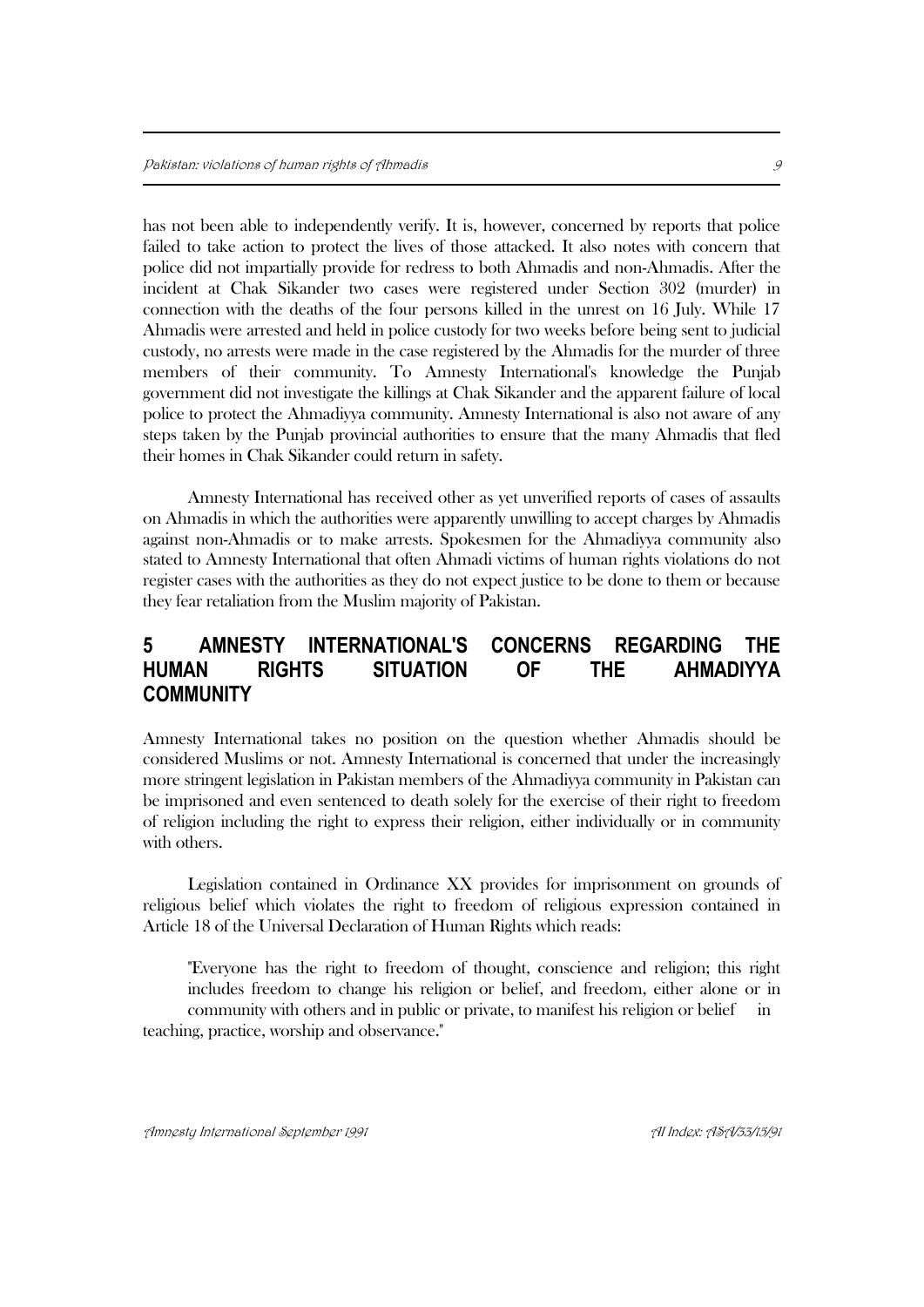has not been able to independently verify. It is, however, concerned by reports that police failed to take action to protect the lives of those attacked. It also notes with concern that police did not impartially provide for redress to both Ahmadis and non-Ahmadis. After the incident at Chak Sikander two cases were registered under Section 302 (murder) in connection with the deaths of the four persons killed in the unrest on 16 July. While 17 Ahmadis were arrested and held in police custody for two weeks before being sent to judicial custody, no arrests were made in the case registered by the Ahmadis for the murder of three members of their community. To Amnesty International's knowledge the Punjab government did not investigate the killings at Chak Sikander and the apparent failure of local police to protect the Ahmadiyya community. Amnesty International is also not aware of any steps taken by the Punjab provincial authorities to ensure that the many Ahmadis that fled their homes in Chak Sikander could return in safety.

Amnesty International has received other as yet unverified reports of cases of assaults on Ahmadis in which the authorities were apparently unwilling to accept charges by Ahmadis against non-Ahmadis or to make arrests. Spokesmen for the Ahmadiyya community also stated to Amnesty International that often Ahmadi victims of human rights violations do not register cases with the authorities as they do not expect justice to be done to them or because they fear retaliation from the Muslim majority of Pakistan.

## 5 AMNESTY INTERNATIONAL'S CONCERNS REGARDING THE HUMAN RIGHTS SITUATION OF THE AHMADIYYA COMMUNITY

Amnesty International takes no position on the question whether Ahmadis should be considered Muslims or not. Amnesty International is concerned that under the increasingly more stringent legislation in Pakistan members of the Ahmadiyya community in Pakistan can be imprisoned and even sentenced to death solely for the exercise of their right to freedom of religion including the right to express their religion, either individually or in community with others.

Legislation contained in Ordinance XX provides for imprisonment on grounds of religious belief which violates the right to freedom of religious expression contained in Article 18 of the Universal Declaration of Human Rights which reads:

> "Everyone has the right to freedom of thought, conscience and religion; this right includes freedom to change his religion or belief, and freedom, either alone or in community with others and in public or private, to manifest his religion or belief in teaching, practice, worship and observance."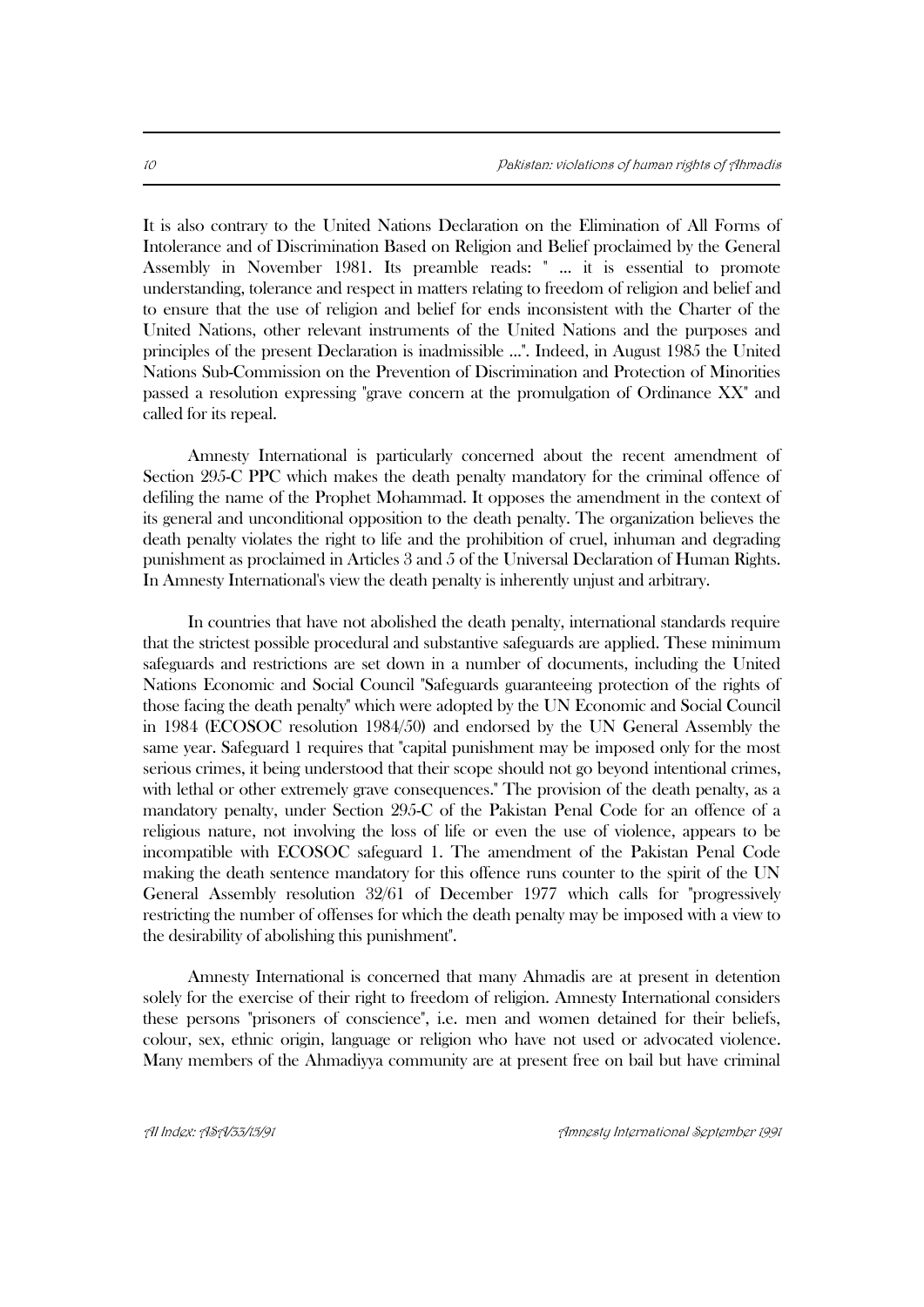It is also contrary to the United Nations Declaration on the Elimination of All Forms of Intolerance and of Discrimination Based on Religion and Belief proclaimed by the General Assembly in November 1981. Its preamble reads: " ... it is essential to promote understanding, tolerance and respect in matters relating to freedom of religion and belief and to ensure that the use of religion and belief for ends inconsistent with the Charter of the United Nations, other relevant instruments of the United Nations and the purposes and principles of the present Declaration is inadmissible ...". Indeed, in August 1985 the United Nations Sub-Commission on the Prevention of Discrimination and Protection of Minorities passed a resolution expressing "grave concern at the promulgation of Ordinance XX" and called for its repeal.

Amnesty International is particularly concerned about the recent amendment of Section 295-C PPC which makes the death penalty mandatory for the criminal offence of defiling the name of the Prophet Mohammad. It opposes the amendment in the context of its general and unconditional opposition to the death penalty. The organization believes the death penalty violates the right to life and the prohibition of cruel, inhuman and degrading punishment as proclaimed in Articles 3 and 5 of the Universal Declaration of Human Rights. In Amnesty International's view the death penalty is inherently unjust and arbitrary.

In countries that have not abolished the death penalty, international standards require that the strictest possible procedural and substantive safeguards are applied. These minimum safeguards and restrictions are set down in a number of documents, including the United Nations Economic and Social Council "Safeguards guaranteeing protection of the rights of those facing the death penalty" which were adopted by the UN Economic and Social Council in 1984 (ECOSOC resolution 1984/50) and endorsed by the UN General Assembly the same year. Safeguard 1 requires that "capital punishment may be imposed only for the most serious crimes, it being understood that their scope should not go beyond intentional crimes, with lethal or other extremely grave consequences." The provision of the death penalty, as a mandatory penalty, under Section 295-C of the Pakistan Penal Code for an offence of a religious nature, not involving the loss of life or even the use of violence, appears to be incompatible with ECOSOC safeguard 1. The amendment of the Pakistan Penal Code making the death sentence mandatory for this offence runs counter to the spirit of the UN General Assembly resolution 32/61 of December 1977 which calls for "progressively restricting the number of offenses for which the death penalty may be imposed with a view to the desirability of abolishing this punishment".

Amnesty International is concerned that many Ahmadis are at present in detention solely for the exercise of their right to freedom of religion. Amnesty International considers these persons "prisoners of conscience", i.e. men and women detained for their beliefs, colour, sex, ethnic origin, language or religion who have not used or advocated violence. Many members of the Ahmadiyya community are at present free on bail but have criminal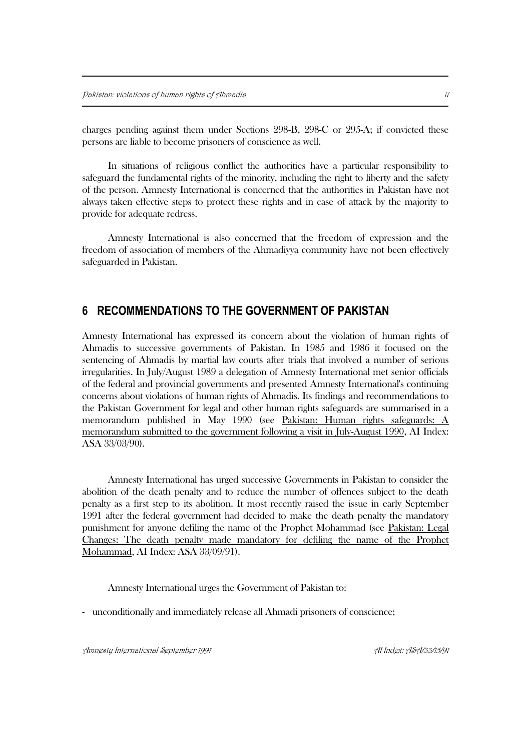charges pending against them under Sections 298-B, 298-C or 295-A; if convicted these persons are liable to become prisoners of conscience as well.

In situations of religious conflict the authorities have a particular responsibility to safeguard the fundamental rights of the minority, including the right to liberty and the safety of the person. Amnesty International is concerned that the authorities in Pakistan have not always taken effective steps to protect these rights and in case of attack by the majority to provide for adequate redress.

Amnesty International is also concerned that the freedom of expression and the freedom of association of members of the Ahmadiyya community have not been effectively safeguarded in Pakistan.

## 6 RECOMMENDATIONS TO THE GOVERNMENT OF PAKISTAN

Amnesty International has expressed its concern about the violation of human rights of Ahmadis to successive governments of Pakistan. In 1985 and 1986 it focused on the sentencing of Ahmadis by martial law courts after trials that involved a number of serious irregularities. In July/August 1989 a delegation of Amnesty International met senior officials of the federal and provincial governments and presented Amnesty International's continuing concerns about violations of human rights of Ahmadis. Its findings and recommendations to the Pakistan Government for legal and other human rights safeguards are summarised in a memorandum published in May 1990 (see Pakistan: Human rights safeguards: A memorandum submitted to the government following a visit in July-August 1990, AI Index: ASA 33/03/90).

Amnesty International has urged successive Governments in Pakistan to consider the abolition of the death penalty and to reduce the number of offences subject to the death penalty as a first step to its abolition. It most recently raised the issue in early September 1991 after the federal government had decided to make the death penalty the mandatory punishment for anyone defiling the name of the Prophet Mohammad (see Pakistan: Legal Changes: The death penalty made mandatory for defiling the name of the Prophet Mohammad, AI Index: ASA 33/09/91).

Amnesty International urges the Government of Pakistan to:

- unconditionally and immediately release all Ahmadi prisoners of conscience;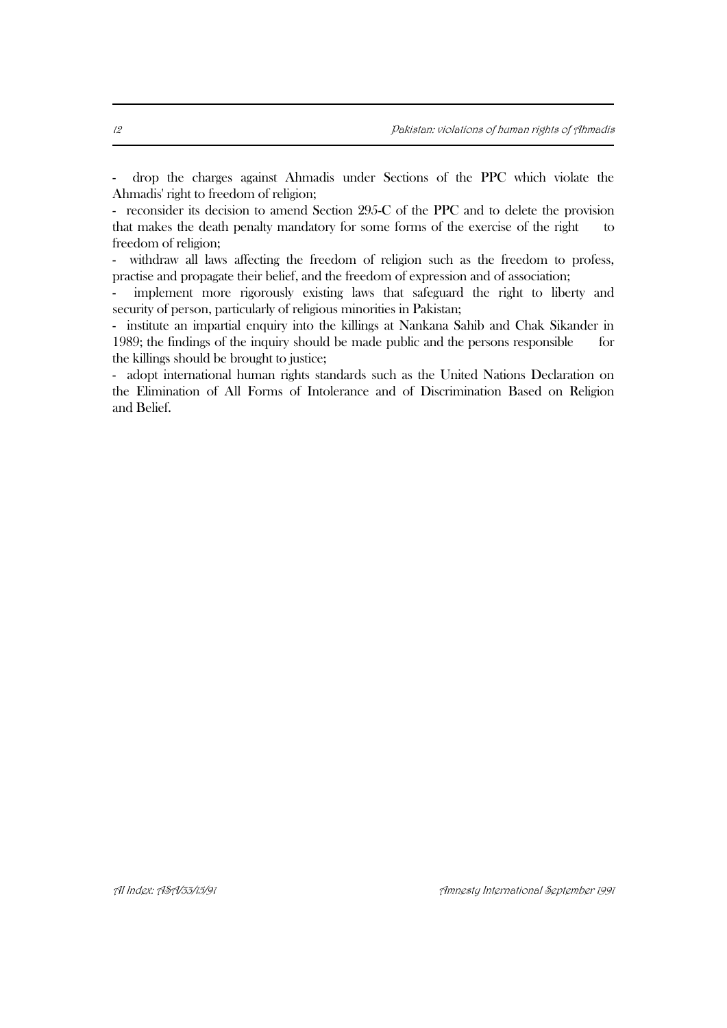- drop the charges against Ahmadis under Sections of the PPC which violate the Ahmadis' right to freedom of religion;
- reconsider its decision to amend Section 295-C of the PPC and to delete the provision that makes the death penalty mandatory for some forms of the exercise of the right to freedom of religion;
- withdraw all laws affecting the freedom of religion such as the freedom to profess, practise and propagate their belief, and the freedom of expression and of association;
- implement more rigorously existing laws that safeguard the right to liberty and security of person, particularly of religious minorities in Pakistan;
- institute an impartial enquiry into the killings at Nankana Sahib and Chak Sikander in 1989; the findings of the inquiry should be made public and the persons responsible for the killings should be brought to justice;
- adopt international human rights standards such as the United Nations Declaration on the Elimination of All Forms of Intolerance and of Discrimination Based on Religion and Belief.